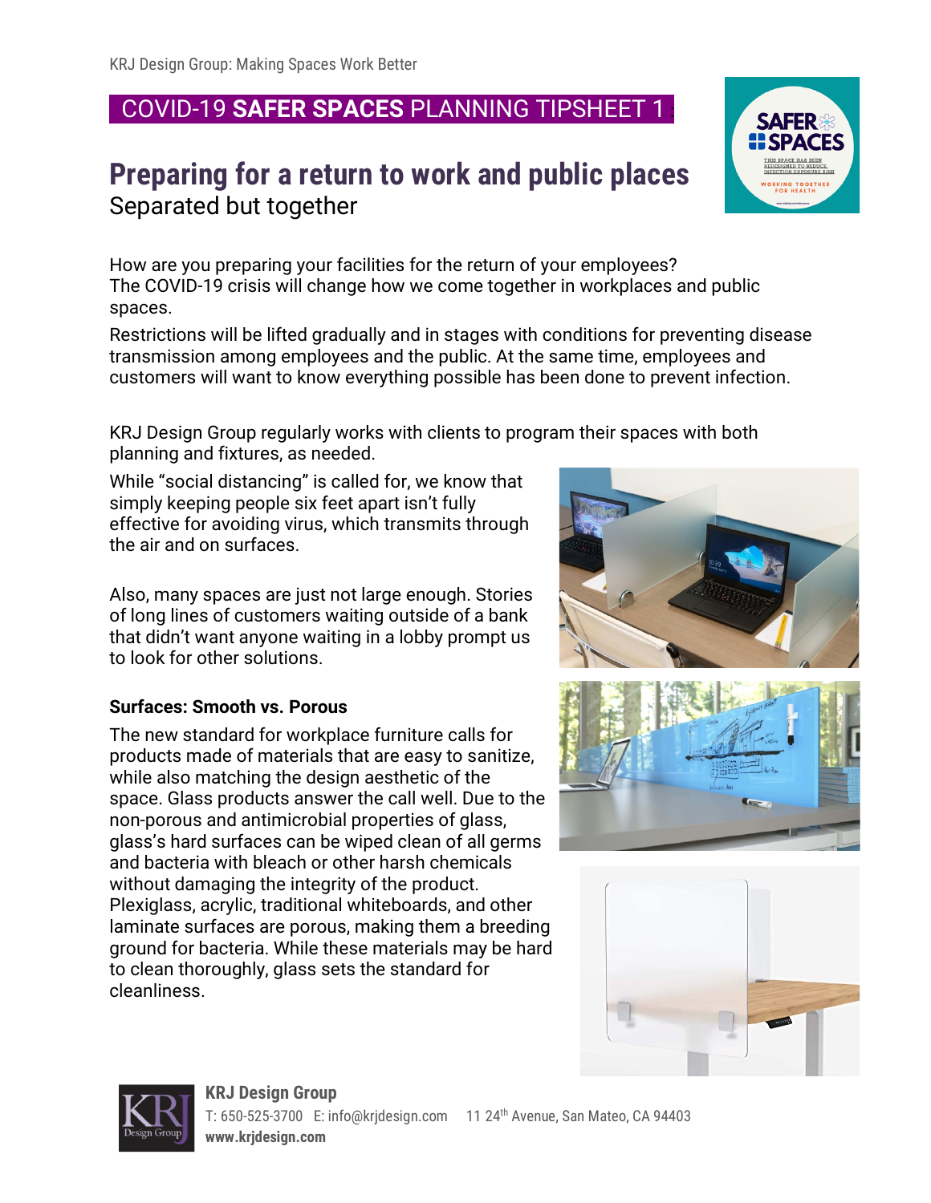KRJ Design Group: Making Spaces Work Better

## COVID-19 **SAFER SPACES** PLANNING TIPSHEET 1

# Preparing for a return to work and public places

Separated but together

How are you preparing your facilities for the return of your employees? The COVID-19 crisis will change how we come together in workplaces and public spaces.

Restrictions will be lifted gradually and in stages with conditions for preventing disease transmission among employees and the public. At the same time, employees and customers will want to know everything possible has been done to prevent infection.

KRJ Design Group regularly works with clients to program their spaces with both planning and fixtures, as needed.

While "social distancing" is called for, we know that simply keeping people six feet apart isn't fully effective for avoiding virus, which transmits through the air and on surfaces.

Also, many spaces are just not large enough. Stories of long lines of customers waiting outside of a bank that didn't want anyone waiting in a lobby prompt us to look for other solutions.

### Surfaces: Smooth vs. Porous

The new standard for workplace furniture calls for products made of materials that are easy to sanitize, while also matching the design aesthetic of the space. Glass products answer the call well. Due to the non-porous and antimicrobial properties of glass, glass's hard surfaces can be wiped clean of all germs and bacteria with bleach or other harsh chemicals without damaging the integrity of the product. Plexiglass, acrylic, traditional whiteboards, and other laminate surfaces are porous, making them a breeding ground for bacteria. While these materials may be hard to clean thoroughly, glass sets the standard for cleanliness.

**KRJ Design Group**
T: 650-525-3700 E: info@krjdesign.com 11 24th Avenue, San Mateo, CA 94403
**www.krjdesign.com**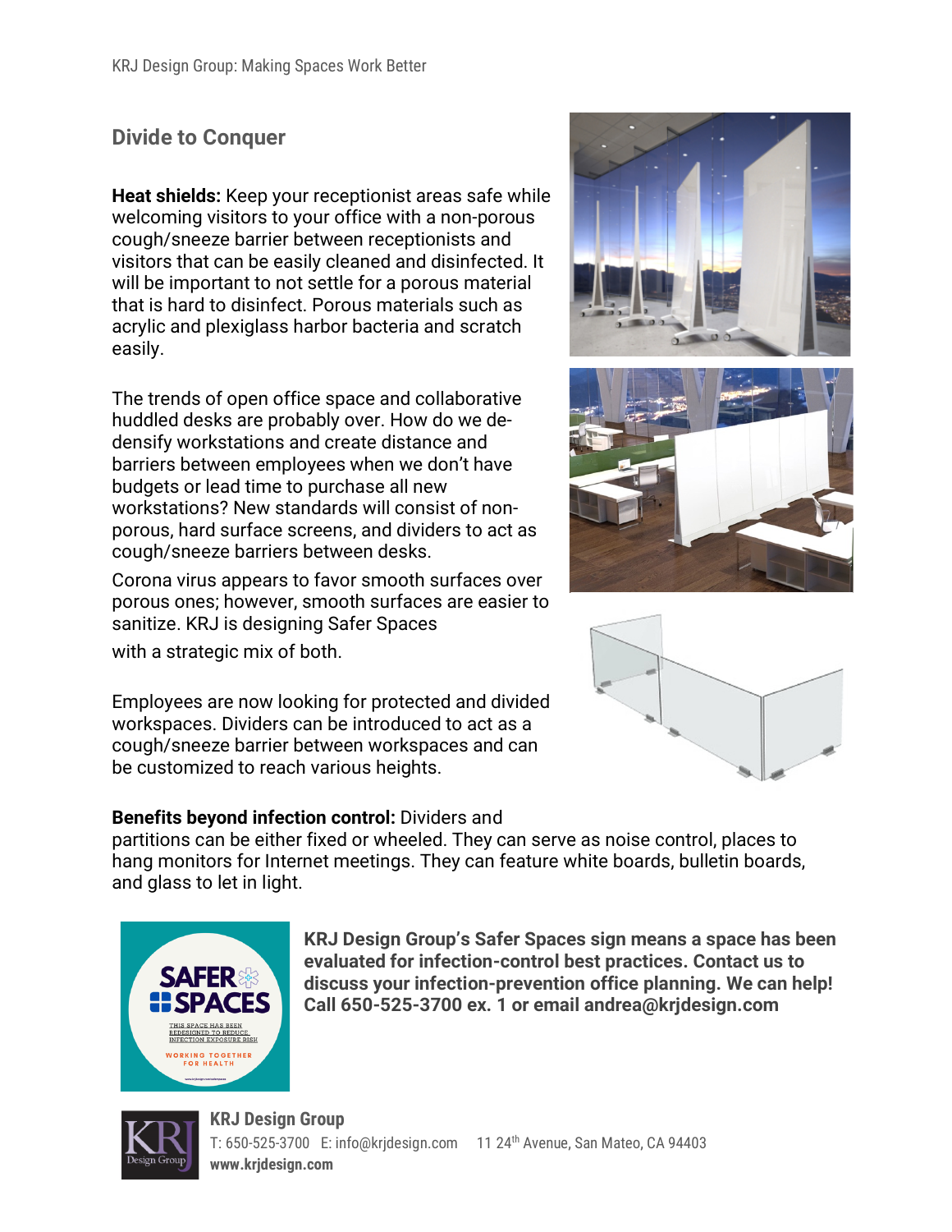## Divide to Conquer

**Heat shields:** Keep your receptionist areas safe while welcoming visitors to your office with a non-porous cough/sneeze barrier between receptionists and visitors that can be easily cleaned and disinfected. It will be important to not settle for a porous material that is hard to disinfect. Porous materials such as acrylic and plexiglass harbor bacteria and scratch easily.

The trends of open office space and collaborative huddled desks are probably over. How do we de-densify workstations and create distance and barriers between employees when we don't have budgets or lead time to purchase all new workstations? New standards will consist of non-porous, hard surface screens, and dividers to act as cough/sneeze barriers between desks.

Corona virus appears to favor smooth surfaces over porous ones; however, smooth surfaces are easier to sanitize. KRJ is designing Safer Spaces with a strategic mix of both.

Employees are now looking for protected and divided workspaces. Dividers can be introduced to act as a cough/sneeze barrier between workspaces and can be customized to reach various heights.

**Benefits beyond infection control:** Dividers and partitions can be either fixed or wheeled. They can serve as noise control, places to hang monitors for Internet meetings. They can feature white boards, bulletin boards, and glass to let in light.

**KRJ Design Group's Safer Spaces sign means a space has been evaluated for infection-control best practices. Contact us to discuss your infection-prevention office planning. We can help! Call 650-525-3700 ex. 1 or email andrea@krjdesign.com**

**KRJ Design Group**
T: 650-525-3700 E: info@krjdesign.com 11 24th Avenue, San Mateo, CA 94403
**www.krjdesign.com**